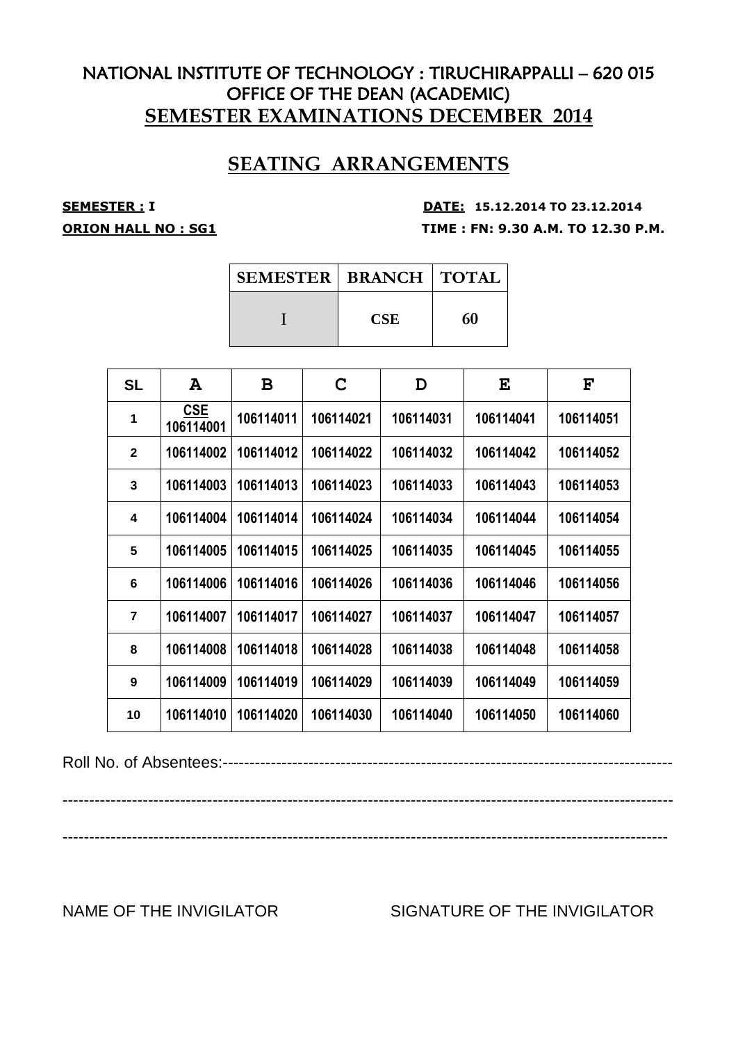# NATIONAL INSTITUTE OF TECHNOLOGY : TIRUCHIRAPPALLI – 620 015
## OFFICE OF THE DEAN (ACADEMIC)
## SEMESTER EXAMINATIONS DECEMBER 2014

## SEATING ARRANGEMENTS

**SEMESTER : I** **DATE: 15.12.2014 TO 23.12.2014**

**ORION HALL NO : SG1** **TIME : FN: 9.30 A.M. TO 12.30 P.M.**

| SEMESTER | BRANCH | TOTAL |
|---|---|---|
| I | CSE | 60 |

| SL | A | B | C | D | E | F |
|---|---|---|---|---|---|---|
| 1 | CSE 106114001 | 106114011 | 106114021 | 106114031 | 106114041 | 106114051 |
| 2 | 106114002 | 106114012 | 106114022 | 106114032 | 106114042 | 106114052 |
| 3 | 106114003 | 106114013 | 106114023 | 106114033 | 106114043 | 106114053 |
| 4 | 106114004 | 106114014 | 106114024 | 106114034 | 106114044 | 106114054 |
| 5 | 106114005 | 106114015 | 106114025 | 106114035 | 106114045 | 106114055 |
| 6 | 106114006 | 106114016 | 106114026 | 106114036 | 106114046 | 106114056 |
| 7 | 106114007 | 106114017 | 106114027 | 106114037 | 106114047 | 106114057 |
| 8 | 106114008 | 106114018 | 106114028 | 106114038 | 106114048 | 106114058 |
| 9 | 106114009 | 106114019 | 106114029 | 106114039 | 106114049 | 106114059 |
| 10 | 106114010 | 106114020 | 106114030 | 106114040 | 106114050 | 106114060 |

Roll No. of Absentees:--------------------------------------------------------------------------------

--------------------------------------------------------------------------------------------------------------

--------------------------------------------------------------------------------------------------------------

NAME OF THE INVIGILATOR SIGNATURE OF THE INVIGILATOR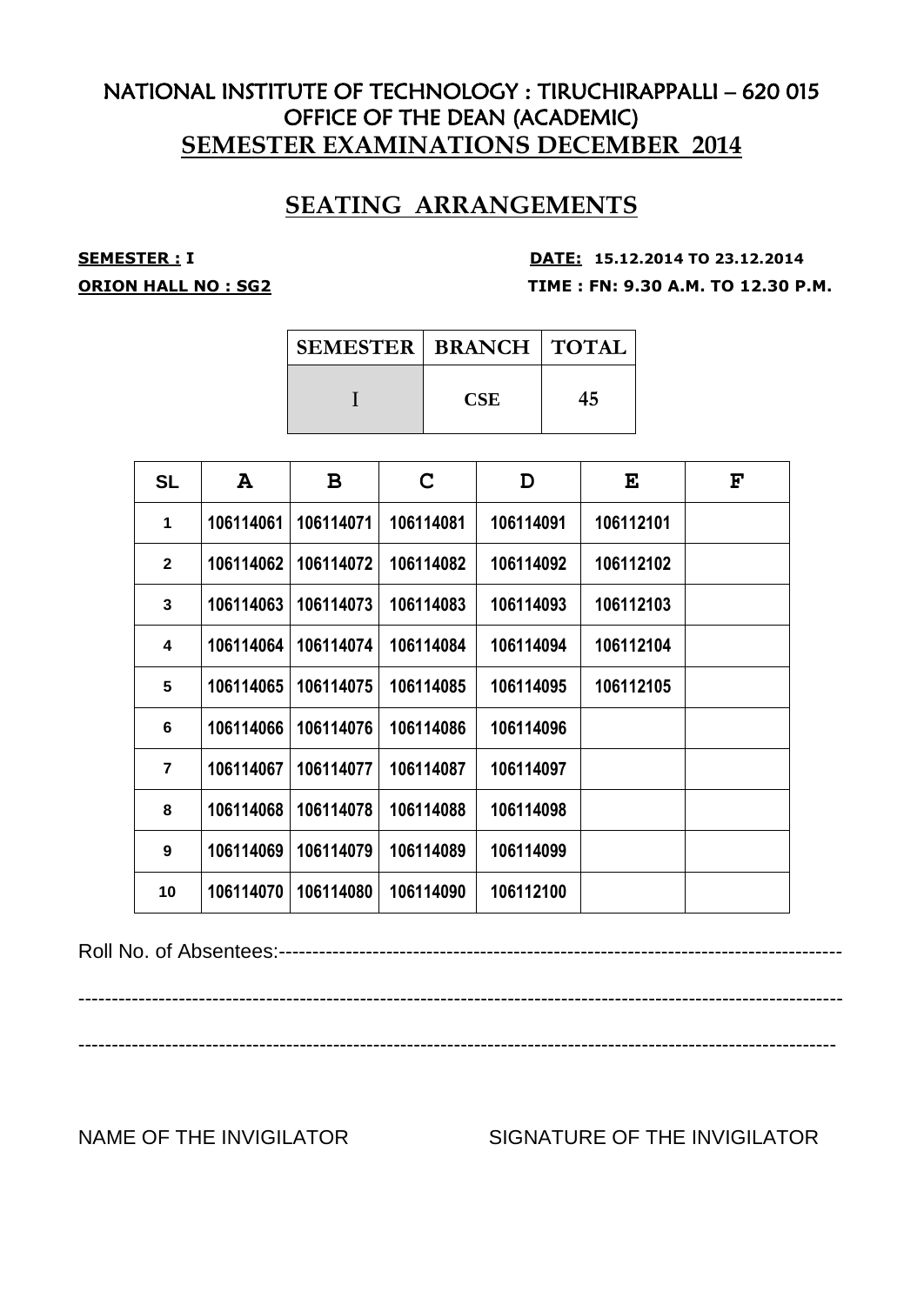# NATIONAL INSTITUTE OF TECHNOLOGY : TIRUCHIRAPPALLI – 620 015
## OFFICE OF THE DEAN (ACADEMIC)
## SEMESTER EXAMINATIONS DECEMBER 2014

## SEATING ARRANGEMENTS

**SEMESTER : I** **DATE: 15.12.2014 TO 23.12.2014**

**ORION HALL NO : SG2** **TIME : FN: 9.30 A.M. TO 12.30 P.M.**

| SEMESTER | BRANCH | TOTAL |
|---|---|---|
| I | CSE | 45 |

| SL | A | B | C | D | E | F |
|---|---|---|---|---|---|---|
| 1 | 106114061 | 106114071 | 106114081 | 106114091 | 106112101 | |
| 2 | 106114062 | 106114072 | 106114082 | 106114092 | 106112102 | |
| 3 | 106114063 | 106114073 | 106114083 | 106114093 | 106112103 | |
| 4 | 106114064 | 106114074 | 106114084 | 106114094 | 106112104 | |
| 5 | 106114065 | 106114075 | 106114085 | 106114095 | 106112105 | |
| 6 | 106114066 | 106114076 | 106114086 | 106114096 | | |
| 7 | 106114067 | 106114077 | 106114087 | 106114097 | | |
| 8 | 106114068 | 106114078 | 106114088 | 106114098 | | |
| 9 | 106114069 | 106114079 | 106114089 | 106114099 | | |
| 10 | 106114070 | 106114080 | 106114090 | 106112100 | | |

Roll No. of Absentees:--------------------------------------------------------------------------------

------------------------------------------------------------------------------------------------------------------

------------------------------------------------------------------------------------------------------------------

NAME OF THE INVIGILATOR SIGNATURE OF THE INVIGILATOR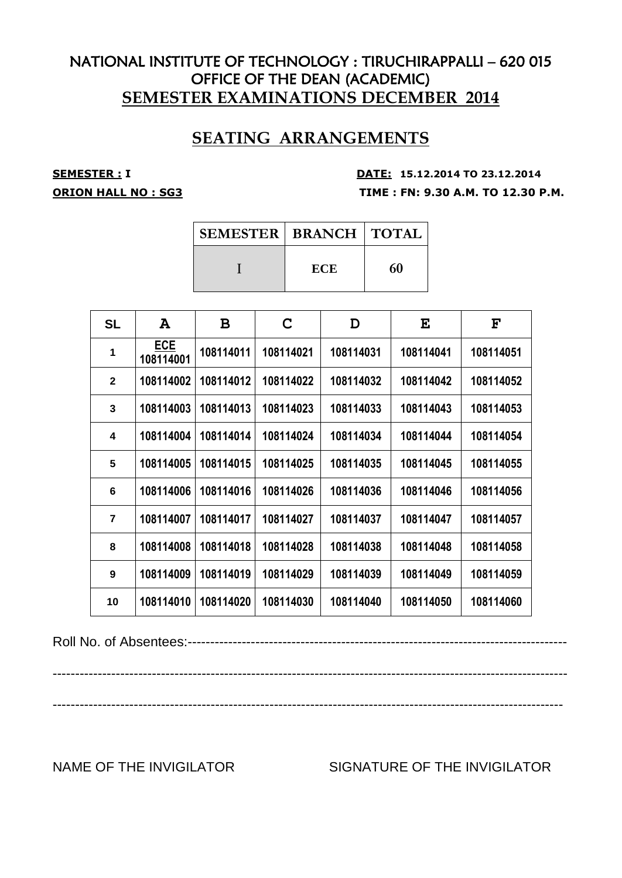# NATIONAL INSTITUTE OF TECHNOLOGY : TIRUCHIRAPPALLI – 620 015
## OFFICE OF THE DEAN (ACADEMIC)
## SEMESTER EXAMINATIONS DECEMBER 2014

## SEATING ARRANGEMENTS

**SEMESTER : I** **DATE: 15.12.2014 TO 23.12.2014**

**ORION HALL NO : SG3** **TIME : FN: 9.30 A.M. TO 12.30 P.M.**

| SEMESTER | BRANCH | TOTAL |
|---|---|---|
| I | ECE | 60 |

| SL | A | B | C | D | E | F |
|---|---|---|---|---|---|---|
| 1 | ECE 108114001 | 108114011 | 108114021 | 108114031 | 108114041 | 108114051 |
| 2 | 108114002 | 108114012 | 108114022 | 108114032 | 108114042 | 108114052 |
| 3 | 108114003 | 108114013 | 108114023 | 108114033 | 108114043 | 108114053 |
| 4 | 108114004 | 108114014 | 108114024 | 108114034 | 108114044 | 108114054 |
| 5 | 108114005 | 108114015 | 108114025 | 108114035 | 108114045 | 108114055 |
| 6 | 108114006 | 108114016 | 108114026 | 108114036 | 108114046 | 108114056 |
| 7 | 108114007 | 108114017 | 108114027 | 108114037 | 108114047 | 108114057 |
| 8 | 108114008 | 108114018 | 108114028 | 108114038 | 108114048 | 108114058 |
| 9 | 108114009 | 108114019 | 108114029 | 108114039 | 108114049 | 108114059 |
| 10 | 108114010 | 108114020 | 108114030 | 108114040 | 108114050 | 108114060 |

Roll No. of Absentees:--------------------------------------------------------------------------------

--------------------------------------------------------------------------------------------------------------

--------------------------------------------------------------------------------------------------------------

NAME OF THE INVIGILATOR SIGNATURE OF THE INVIGILATOR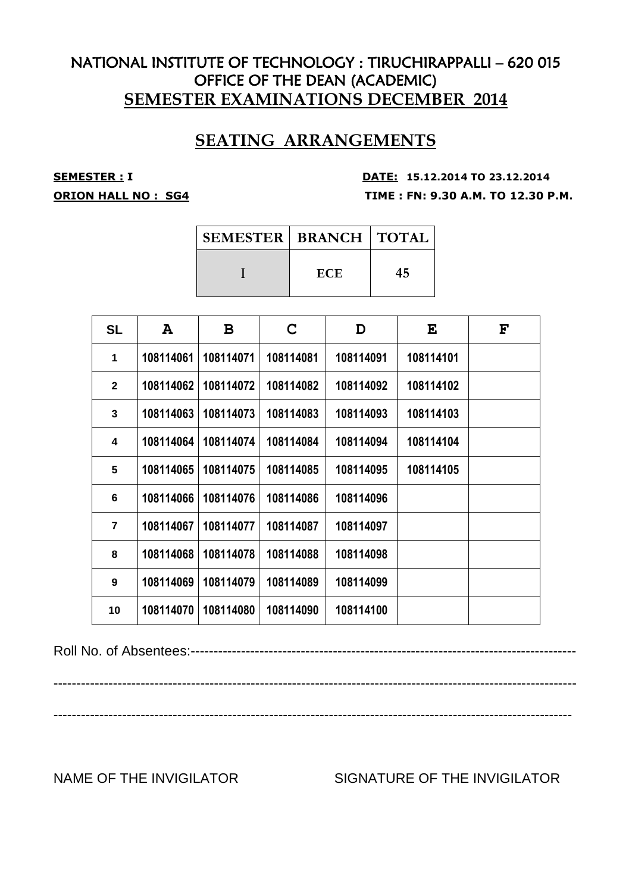# NATIONAL INSTITUTE OF TECHNOLOGY : TIRUCHIRAPPALLI – 620 015
## OFFICE OF THE DEAN (ACADEMIC)
## SEMESTER EXAMINATIONS DECEMBER 2014

## SEATING ARRANGEMENTS

**SEMESTER : I** **DATE: 15.12.2014 TO 23.12.2014**

**ORION HALL NO : SG4** **TIME : FN: 9.30 A.M. TO 12.30 P.M.**

| SEMESTER | BRANCH | TOTAL |
|---|---|---|
| I | ECE | 45 |

| SL | A | B | C | D | E | F |
|---|---|---|---|---|---|---|
| 1 | 108114061 | 108114071 | 108114081 | 108114091 | 108114101 | |
| 2 | 108114062 | 108114072 | 108114082 | 108114092 | 108114102 | |
| 3 | 108114063 | 108114073 | 108114083 | 108114093 | 108114103 | |
| 4 | 108114064 | 108114074 | 108114084 | 108114094 | 108114104 | |
| 5 | 108114065 | 108114075 | 108114085 | 108114095 | 108114105 | |
| 6 | 108114066 | 108114076 | 108114086 | 108114096 | | |
| 7 | 108114067 | 108114077 | 108114087 | 108114097 | | |
| 8 | 108114068 | 108114078 | 108114088 | 108114098 | | |
| 9 | 108114069 | 108114079 | 108114089 | 108114099 | | |
| 10 | 108114070 | 108114080 | 108114090 | 108114100 | | |

Roll No. of Absentees:--------------------------------------------------------------------------------

------------------------------------------------------------------------------------------------------------------

------------------------------------------------------------------------------------------------------------------

NAME OF THE INVIGILATOR SIGNATURE OF THE INVIGILATOR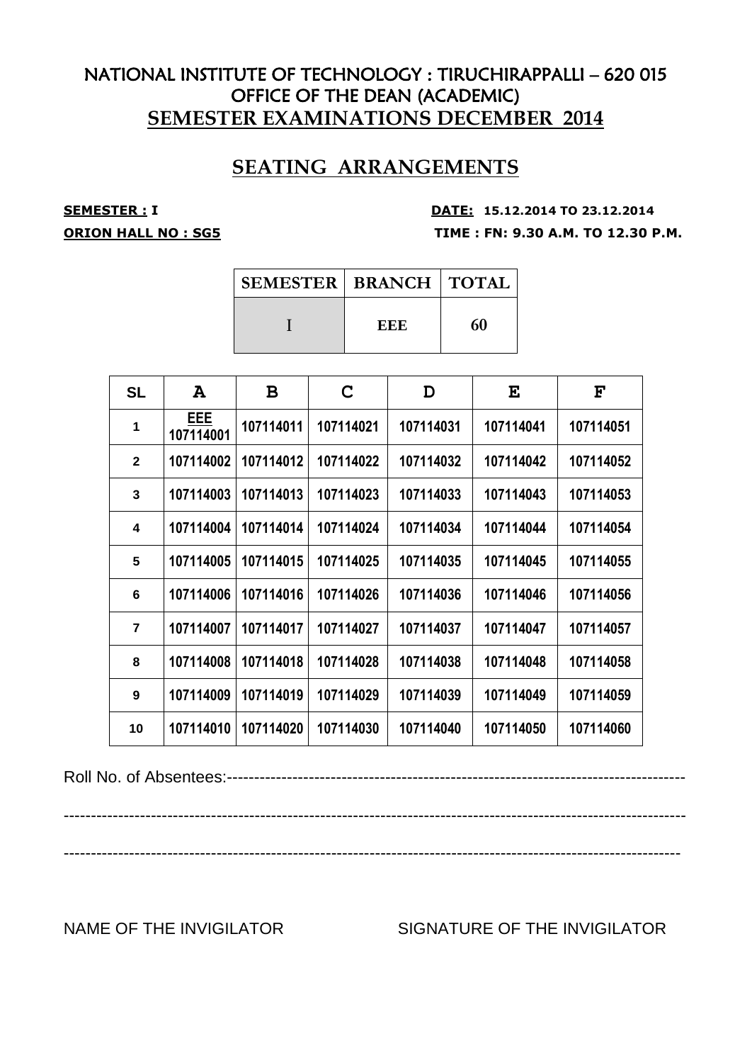# NATIONAL INSTITUTE OF TECHNOLOGY : TIRUCHIRAPPALLI – 620 015
## OFFICE OF THE DEAN (ACADEMIC)
## SEMESTER EXAMINATIONS DECEMBER 2014

## SEATING ARRANGEMENTS

**SEMESTER : I** **DATE: 15.12.2014 TO 23.12.2014**

**ORION HALL NO : SG5** **TIME : FN: 9.30 A.M. TO 12.30 P.M.**

| SEMESTER | BRANCH | TOTAL |
|---|---|---|
| I | EEE | 60 |

| SL | A | B | C | D | E | F |
|---|---|---|---|---|---|---|
| 1 | EEE 107114001 | 107114011 | 107114021 | 107114031 | 107114041 | 107114051 |
| 2 | 107114002 | 107114012 | 107114022 | 107114032 | 107114042 | 107114052 |
| 3 | 107114003 | 107114013 | 107114023 | 107114033 | 107114043 | 107114053 |
| 4 | 107114004 | 107114014 | 107114024 | 107114034 | 107114044 | 107114054 |
| 5 | 107114005 | 107114015 | 107114025 | 107114035 | 107114045 | 107114055 |
| 6 | 107114006 | 107114016 | 107114026 | 107114036 | 107114046 | 107114056 |
| 7 | 107114007 | 107114017 | 107114027 | 107114037 | 107114047 | 107114057 |
| 8 | 107114008 | 107114018 | 107114028 | 107114038 | 107114048 | 107114058 |
| 9 | 107114009 | 107114019 | 107114029 | 107114039 | 107114049 | 107114059 |
| 10 | 107114010 | 107114020 | 107114030 | 107114040 | 107114050 | 107114060 |

Roll No. of Absentees:------------------------------------------------------------------------------------

------------------------------------------------------------------------------------------------------------------

------------------------------------------------------------------------------------------------------------------

NAME OF THE INVIGILATOR SIGNATURE OF THE INVIGILATOR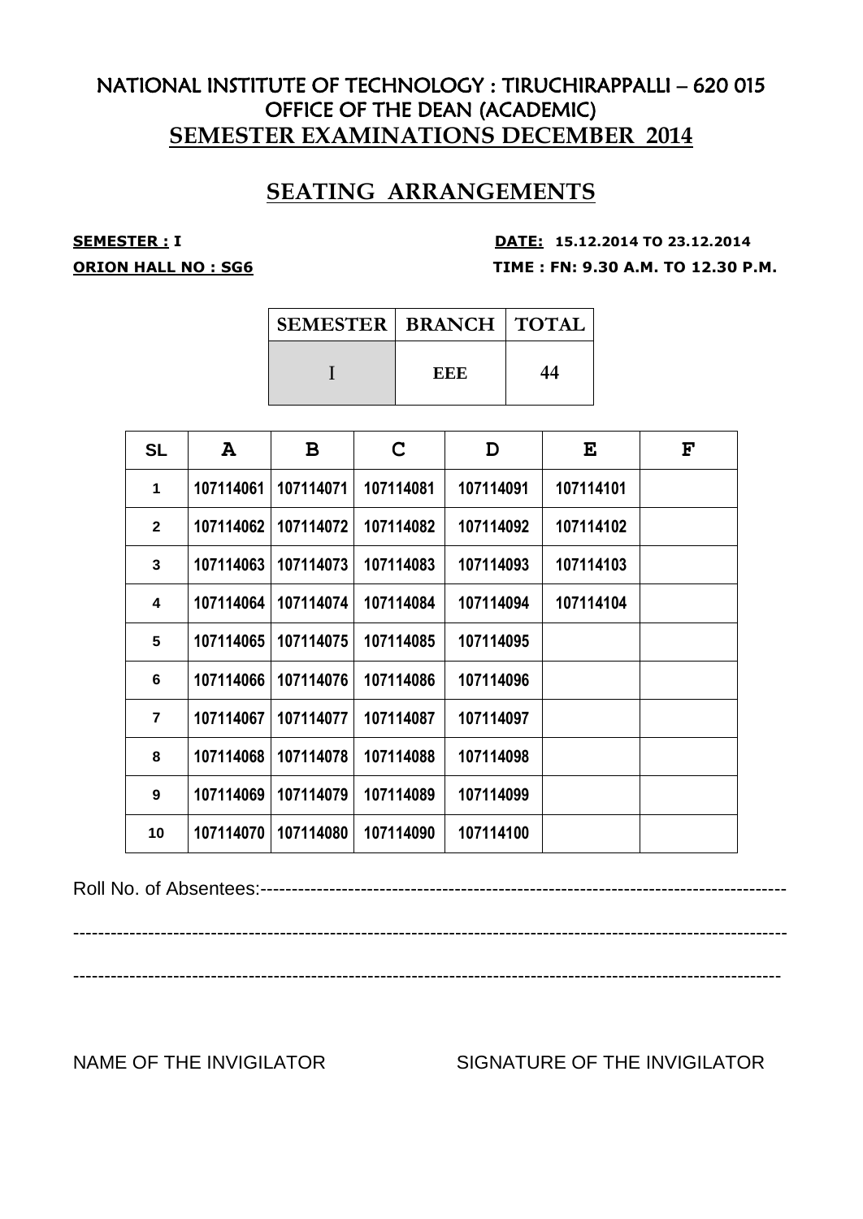# NATIONAL INSTITUTE OF TECHNOLOGY : TIRUCHIRAPPALLI – 620 015
## OFFICE OF THE DEAN (ACADEMIC)
## SEMESTER EXAMINATIONS DECEMBER 2014

## SEATING ARRANGEMENTS

**SEMESTER : I** **DATE: 15.12.2014 TO 23.12.2014**

**ORION HALL NO : SG6** **TIME : FN: 9.30 A.M. TO 12.30 P.M.**

| SEMESTER | BRANCH | TOTAL |
|---|---|---|
| I | EEE | 44 |

| SL | A | B | C | D | E | F |
|---|---|---|---|---|---|---|
| 1 | 107114061 | 107114071 | 107114081 | 107114091 | 107114101 | |
| 2 | 107114062 | 107114072 | 107114082 | 107114092 | 107114102 | |
| 3 | 107114063 | 107114073 | 107114083 | 107114093 | 107114103 | |
| 4 | 107114064 | 107114074 | 107114084 | 107114094 | 107114104 | |
| 5 | 107114065 | 107114075 | 107114085 | 107114095 | | |
| 6 | 107114066 | 107114076 | 107114086 | 107114096 | | |
| 7 | 107114067 | 107114077 | 107114087 | 107114097 | | |
| 8 | 107114068 | 107114078 | 107114088 | 107114098 | | |
| 9 | 107114069 | 107114079 | 107114089 | 107114099 | | |
| 10 | 107114070 | 107114080 | 107114090 | 107114100 | | |

Roll No. of Absentees:------------------------------------------------------------------------------------

--------------------------------------------------------------------------------------------------------------------

--------------------------------------------------------------------------------------------------------------------

NAME OF THE INVIGILATOR SIGNATURE OF THE INVIGILATOR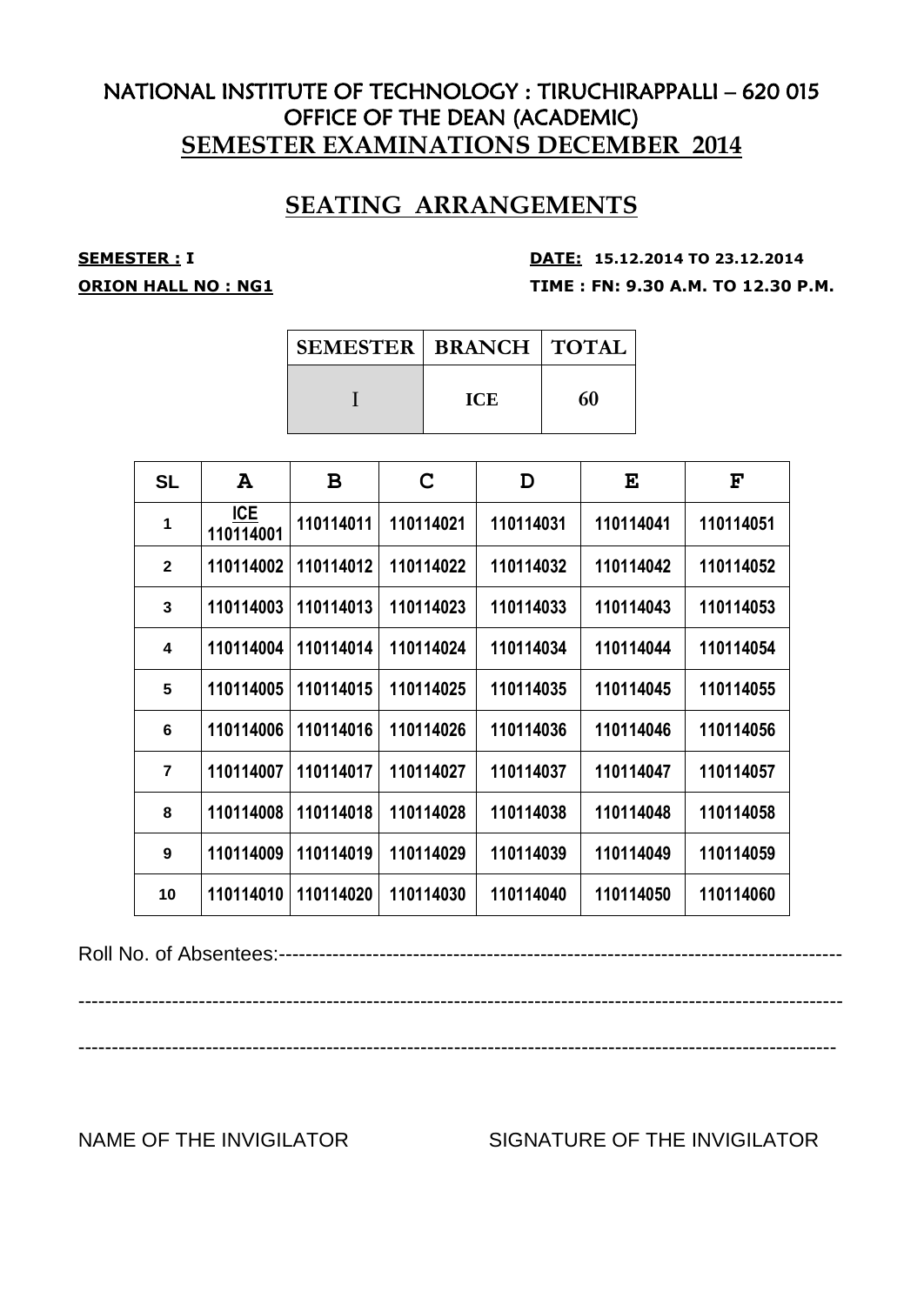# NATIONAL INSTITUTE OF TECHNOLOGY : TIRUCHIRAPPALLI – 620 015

## OFFICE OF THE DEAN (ACADEMIC)

## SEMESTER EXAMINATIONS DECEMBER 2014

## SEATING ARRANGEMENTS

**SEMESTER : I** **DATE: 15.12.2014 TO 23.12.2014**

**ORION HALL NO : NG1** **TIME : FN: 9.30 A.M. TO 12.30 P.M.**

| SEMESTER | BRANCH | TOTAL |
|---|---|---|
| I | ICE | 60 |

| SL | A | B | C | D | E | F |
|---|---|---|---|---|---|---|
| 1 | ICE 110114001 | 110114011 | 110114021 | 110114031 | 110114041 | 110114051 |
| 2 | 110114002 | 110114012 | 110114022 | 110114032 | 110114042 | 110114052 |
| 3 | 110114003 | 110114013 | 110114023 | 110114033 | 110114043 | 110114053 |
| 4 | 110114004 | 110114014 | 110114024 | 110114034 | 110114044 | 110114054 |
| 5 | 110114005 | 110114015 | 110114025 | 110114035 | 110114045 | 110114055 |
| 6 | 110114006 | 110114016 | 110114026 | 110114036 | 110114046 | 110114056 |
| 7 | 110114007 | 110114017 | 110114027 | 110114037 | 110114047 | 110114057 |
| 8 | 110114008 | 110114018 | 110114028 | 110114038 | 110114048 | 110114058 |
| 9 | 110114009 | 110114019 | 110114029 | 110114039 | 110114049 | 110114059 |
| 10 | 110114010 | 110114020 | 110114030 | 110114040 | 110114050 | 110114060 |

Roll No. of Absentees:---------------------------------------------------------------------------------

-------------------------------------------------------------------------------------------------------------

-------------------------------------------------------------------------------------------------------------

NAME OF THE INVIGILATOR SIGNATURE OF THE INVIGILATOR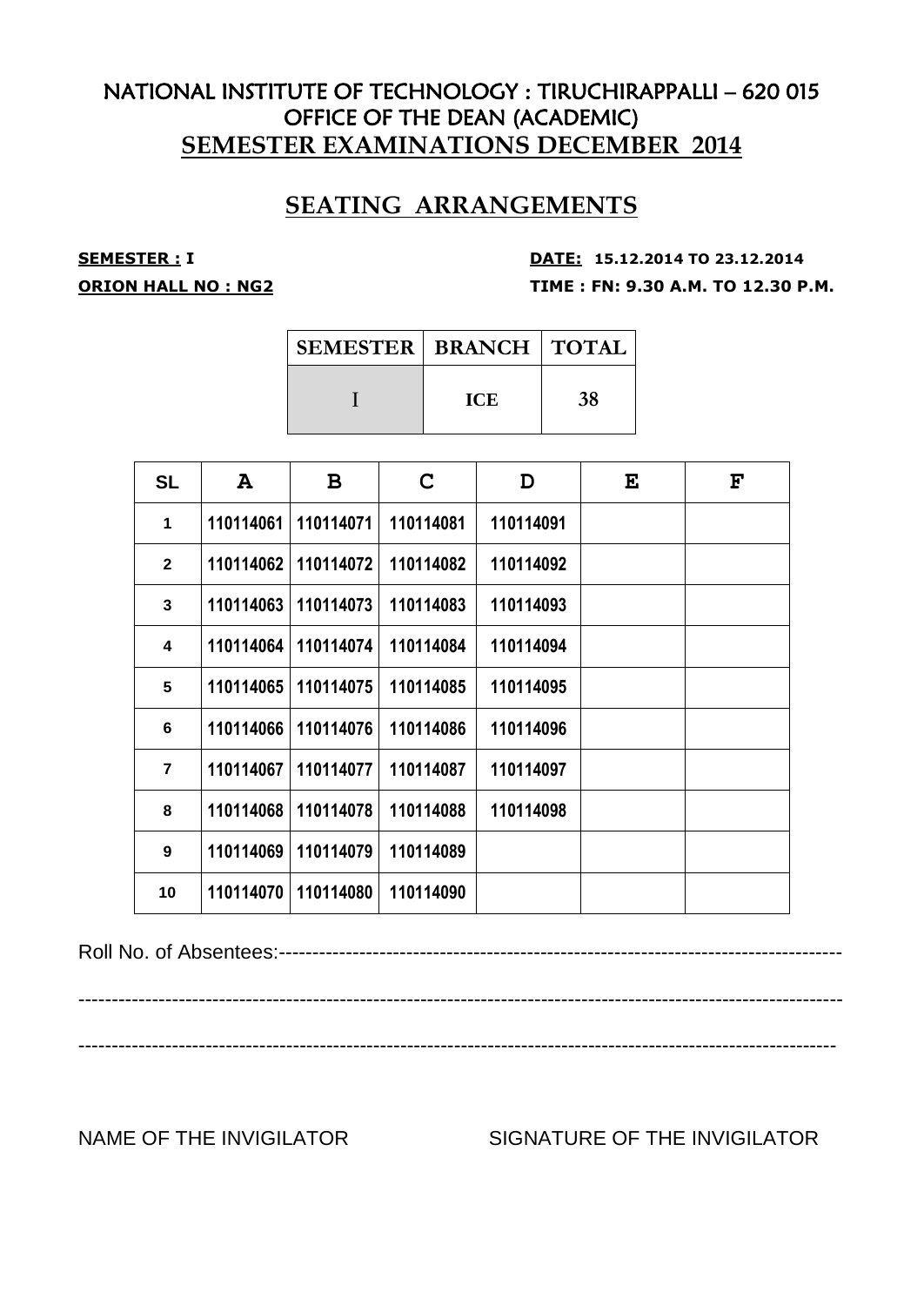# NATIONAL INSTITUTE OF TECHNOLOGY : TIRUCHIRAPPALLI – 620 015
## OFFICE OF THE DEAN (ACADEMIC)
## SEMESTER EXAMINATIONS DECEMBER 2014

## SEATING ARRANGEMENTS

**SEMESTER : I** **DATE: 15.12.2014 TO 23.12.2014**

**ORION HALL NO : NG2** **TIME : FN: 9.30 A.M. TO 12.30 P.M.**

| SEMESTER | BRANCH | TOTAL |
|---|---|---|
| I | ICE | 38 |

| SL | A | B | C | D | E | F |
|---|---|---|---|---|---|---|
| 1 | 110114061 | 110114071 | 110114081 | 110114091 | | |
| 2 | 110114062 | 110114072 | 110114082 | 110114092 | | |
| 3 | 110114063 | 110114073 | 110114083 | 110114093 | | |
| 4 | 110114064 | 110114074 | 110114084 | 110114094 | | |
| 5 | 110114065 | 110114075 | 110114085 | 110114095 | | |
| 6 | 110114066 | 110114076 | 110114086 | 110114096 | | |
| 7 | 110114067 | 110114077 | 110114087 | 110114097 | | |
| 8 | 110114068 | 110114078 | 110114088 | 110114098 | | |
| 9 | 110114069 | 110114079 | 110114089 | | | |
| 10 | 110114070 | 110114080 | 110114090 | | | |

Roll No. of Absentees:----------------------------------------------------------------------------------

---------------------------------------------------------------------------------------------------------------

---------------------------------------------------------------------------------------------------------------

NAME OF THE INVIGILATOR SIGNATURE OF THE INVIGILATOR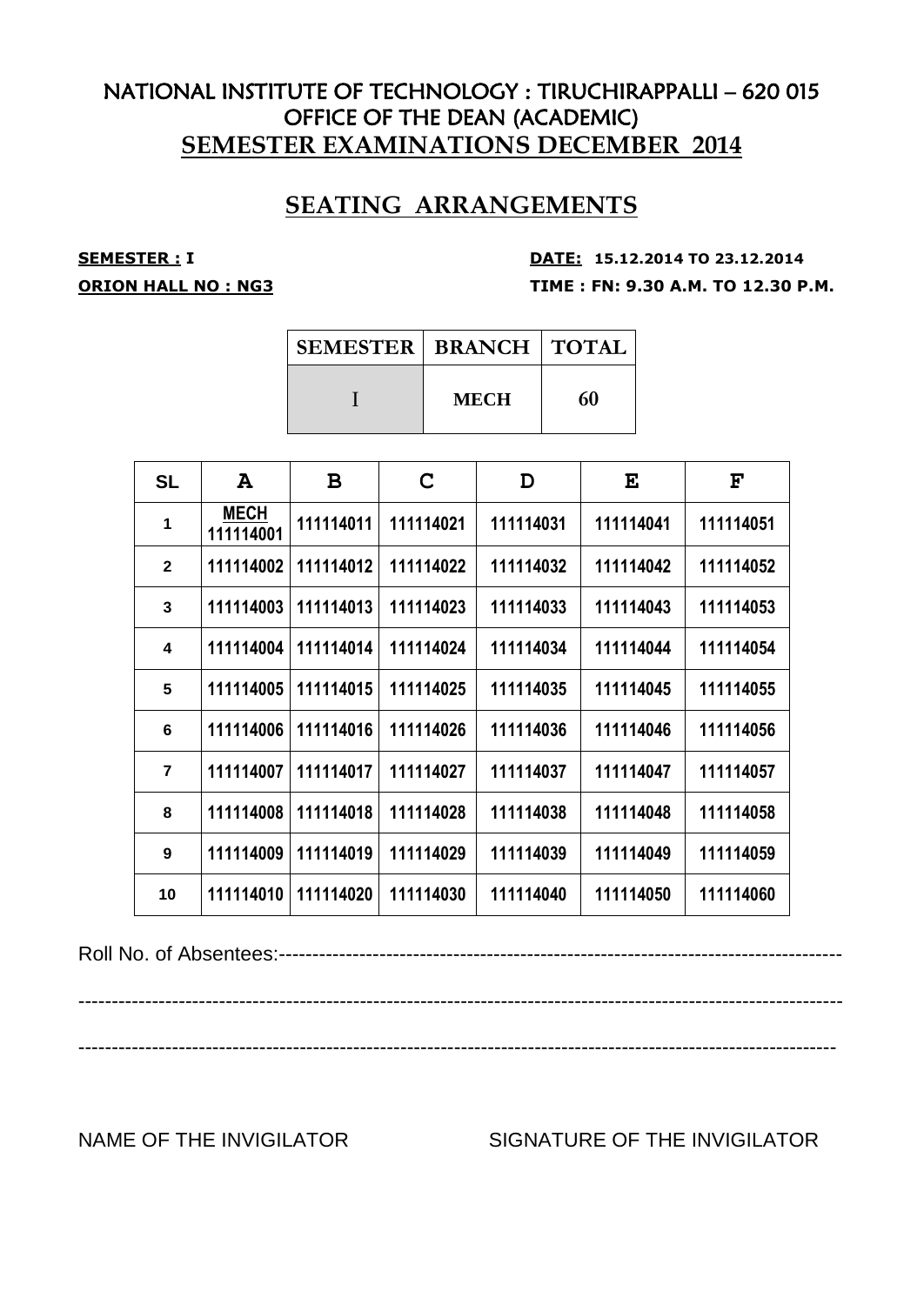# NATIONAL INSTITUTE OF TECHNOLOGY : TIRUCHIRAPPALLI – 620 015
## OFFICE OF THE DEAN (ACADEMIC)
## SEMESTER EXAMINATIONS DECEMBER 2014

## SEATING ARRANGEMENTS

**SEMESTER : I** **DATE: 15.12.2014 TO 23.12.2014**

**ORION HALL NO : NG3** **TIME : FN: 9.30 A.M. TO 12.30 P.M.**

| SEMESTER | BRANCH | TOTAL |
|---|---|---|
| I | MECH | 60 |

| SL | A | B | C | D | E | F |
|---|---|---|---|---|---|---|
| 1 | MECH 111114001 | 111114011 | 111114021 | 111114031 | 111114041 | 111114051 |
| 2 | 111114002 | 111114012 | 111114022 | 111114032 | 111114042 | 111114052 |
| 3 | 111114003 | 111114013 | 111114023 | 111114033 | 111114043 | 111114053 |
| 4 | 111114004 | 111114014 | 111114024 | 111114034 | 111114044 | 111114054 |
| 5 | 111114005 | 111114015 | 111114025 | 111114035 | 111114045 | 111114055 |
| 6 | 111114006 | 111114016 | 111114026 | 111114036 | 111114046 | 111114056 |
| 7 | 111114007 | 111114017 | 111114027 | 111114037 | 111114047 | 111114057 |
| 8 | 111114008 | 111114018 | 111114028 | 111114038 | 111114048 | 111114058 |
| 9 | 111114009 | 111114019 | 111114029 | 111114039 | 111114049 | 111114059 |
| 10 | 111114010 | 111114020 | 111114030 | 111114040 | 111114050 | 111114060 |

Roll No. of Absentees:--------------------------------------------------------------------------------

--------------------------------------------------------------------------------------------------------------

--------------------------------------------------------------------------------------------------------------

NAME OF THE INVIGILATOR SIGNATURE OF THE INVIGILATOR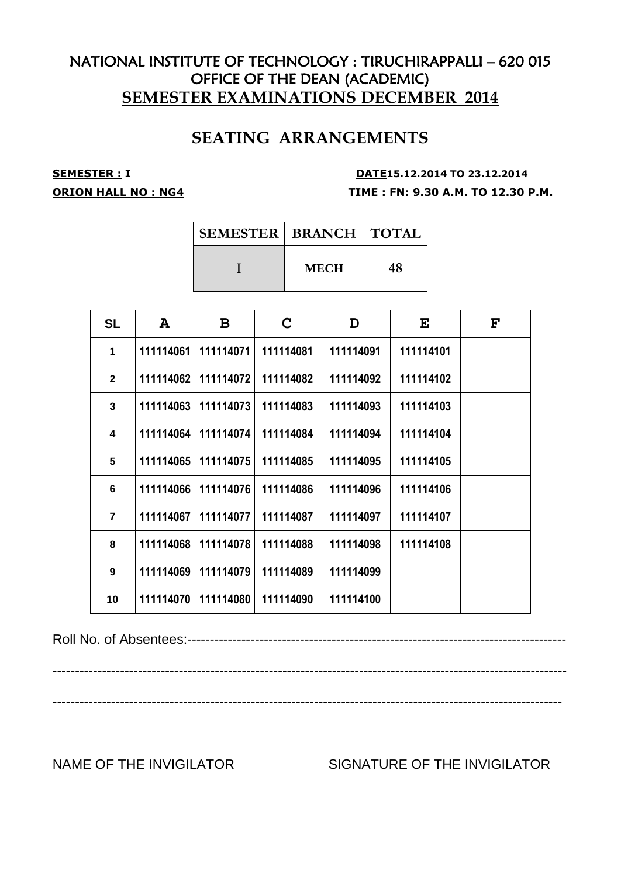# NATIONAL INSTITUTE OF TECHNOLOGY : TIRUCHIRAPPALLI – 620 015
## OFFICE OF THE DEAN (ACADEMIC)
## SEMESTER EXAMINATIONS DECEMBER 2014

## SEATING ARRANGEMENTS

**SEMESTER : I** **DATE15.12.2014 TO 23.12.2014**

**ORION HALL NO : NG4** **TIME : FN: 9.30 A.M. TO 12.30 P.M.**

| SEMESTER | BRANCH | TOTAL |
|---|---|---|
| I | MECH | 48 |

| SL | A | B | C | D | E | F |
|---|---|---|---|---|---|---|
| 1 | 111114061 | 111114071 | 111114081 | 111114091 | 111114101 | |
| 2 | 111114062 | 111114072 | 111114082 | 111114092 | 111114102 | |
| 3 | 111114063 | 111114073 | 111114083 | 111114093 | 111114103 | |
| 4 | 111114064 | 111114074 | 111114084 | 111114094 | 111114104 | |
| 5 | 111114065 | 111114075 | 111114085 | 111114095 | 111114105 | |
| 6 | 111114066 | 111114076 | 111114086 | 111114096 | 111114106 | |
| 7 | 111114067 | 111114077 | 111114087 | 111114097 | 111114107 | |
| 8 | 111114068 | 111114078 | 111114088 | 111114098 | 111114108 | |
| 9 | 111114069 | 111114079 | 111114089 | 111114099 | | |
| 10 | 111114070 | 111114080 | 111114090 | 111114100 | | |

Roll No. of Absentees:------------------------------------------------------------------------------------

------------------------------------------------------------------------------------------------------------------

------------------------------------------------------------------------------------------------------------------

NAME OF THE INVIGILATOR SIGNATURE OF THE INVIGILATOR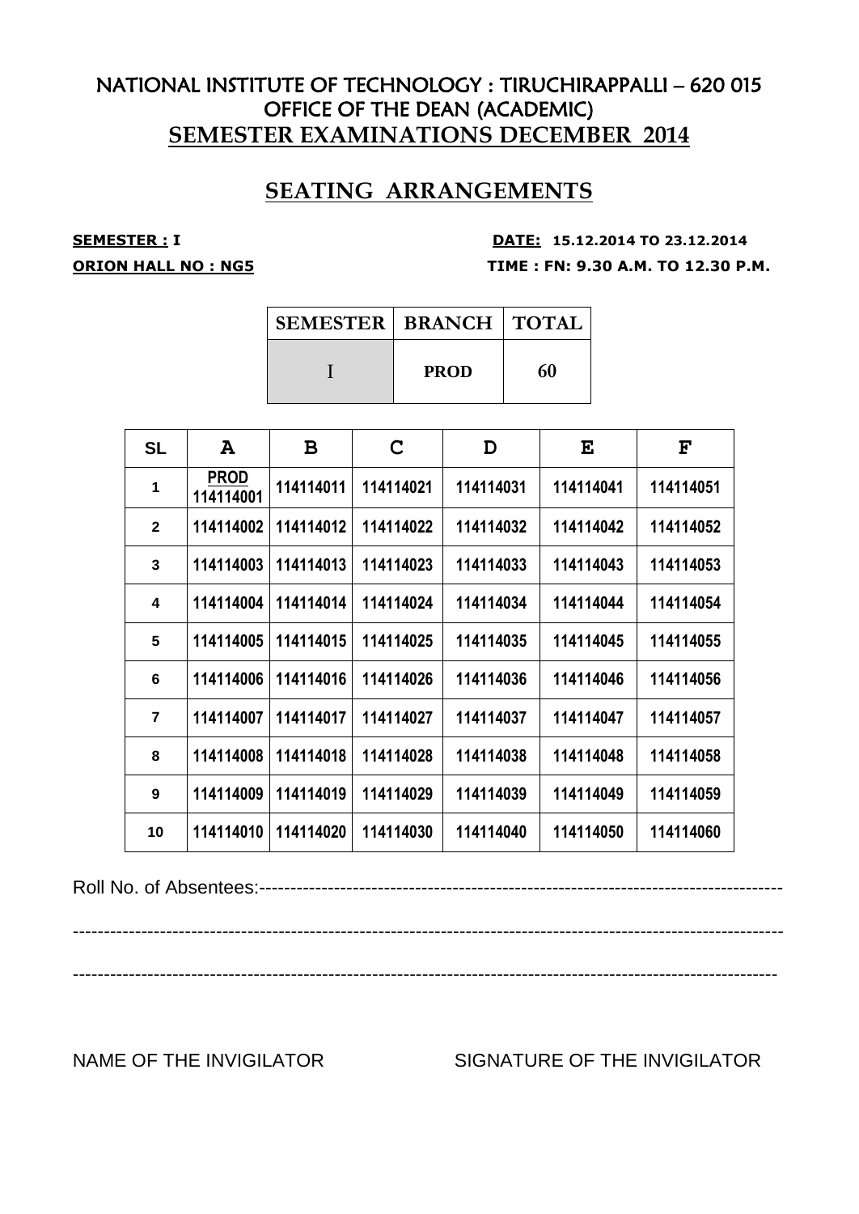# NATIONAL INSTITUTE OF TECHNOLOGY : TIRUCHIRAPPALLI – 620 015
## OFFICE OF THE DEAN (ACADEMIC)
## SEMESTER EXAMINATIONS DECEMBER 2014

## SEATING ARRANGEMENTS

**SEMESTER : I** **DATE: 15.12.2014 TO 23.12.2014**

**ORION HALL NO : NG5** **TIME : FN: 9.30 A.M. TO 12.30 P.M.**

| SEMESTER | BRANCH | TOTAL |
|---|---|---|
| I | PROD | 60 |

| SL | A | B | C | D | E | F |
|---|---|---|---|---|---|---|
| 1 | PROD 114114001 | 114114011 | 114114021 | 114114031 | 114114041 | 114114051 |
| 2 | 114114002 | 114114012 | 114114022 | 114114032 | 114114042 | 114114052 |
| 3 | 114114003 | 114114013 | 114114023 | 114114033 | 114114043 | 114114053 |
| 4 | 114114004 | 114114014 | 114114024 | 114114034 | 114114044 | 114114054 |
| 5 | 114114005 | 114114015 | 114114025 | 114114035 | 114114045 | 114114055 |
| 6 | 114114006 | 114114016 | 114114026 | 114114036 | 114114046 | 114114056 |
| 7 | 114114007 | 114114017 | 114114027 | 114114037 | 114114047 | 114114057 |
| 8 | 114114008 | 114114018 | 114114028 | 114114038 | 114114048 | 114114058 |
| 9 | 114114009 | 114114019 | 114114029 | 114114039 | 114114049 | 114114059 |
| 10 | 114114010 | 114114020 | 114114030 | 114114040 | 114114050 | 114114060 |

Roll No. of Absentees:--------------------------------------------------------------------------------

--------------------------------------------------------------------------------------------------------------

--------------------------------------------------------------------------------------------------------------

NAME OF THE INVIGILATOR SIGNATURE OF THE INVIGILATOR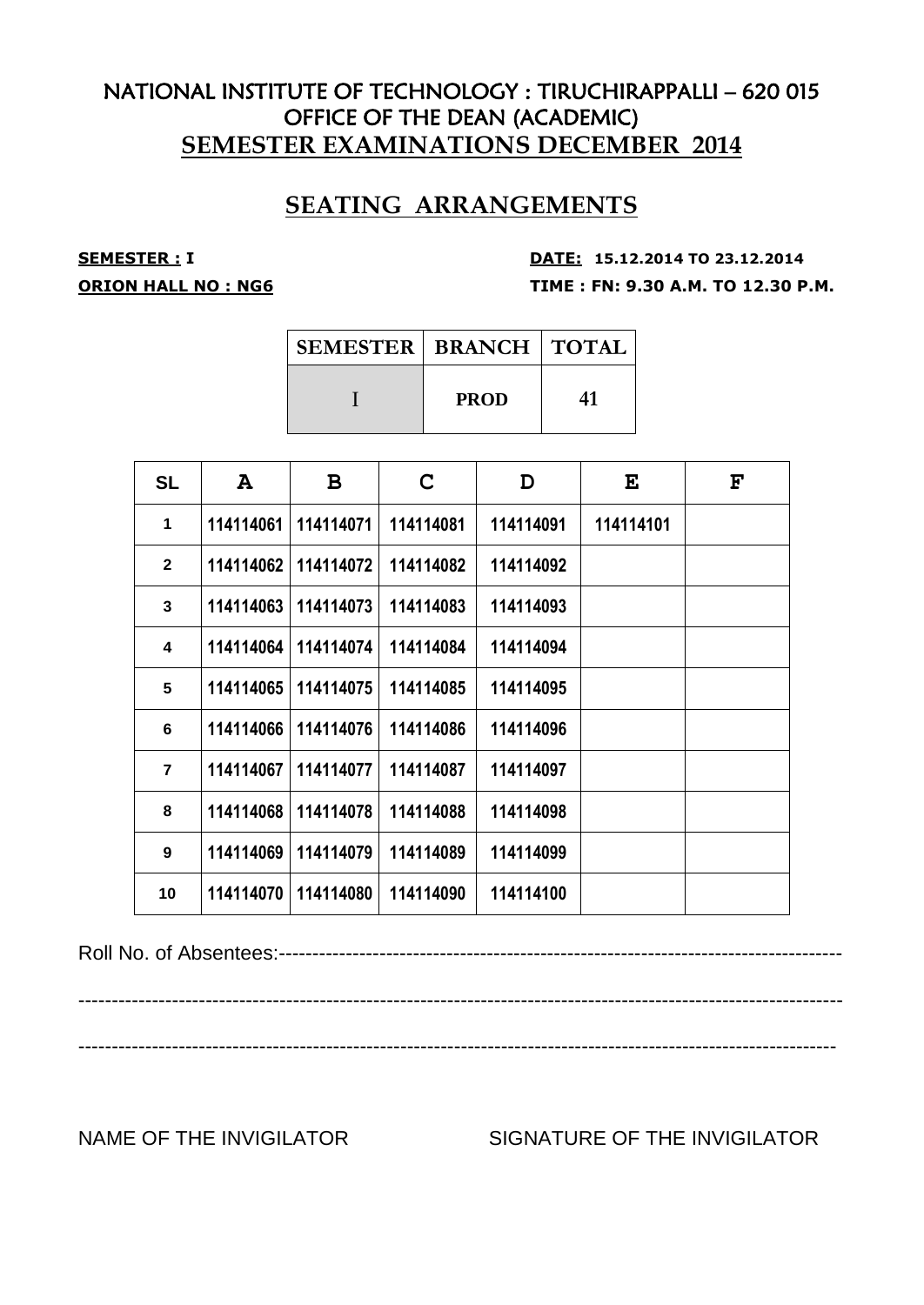# NATIONAL INSTITUTE OF TECHNOLOGY : TIRUCHIRAPPALLI – 620 015
## OFFICE OF THE DEAN (ACADEMIC)
## SEMESTER EXAMINATIONS DECEMBER 2014

## SEATING ARRANGEMENTS

**SEMESTER : I** **DATE: 15.12.2014 TO 23.12.2014**

**ORION HALL NO : NG6** **TIME : FN: 9.30 A.M. TO 12.30 P.M.**

| SEMESTER | BRANCH | TOTAL |
|---|---|---|
| I | PROD | 41 |

| SL | A | B | C | D | E | F |
|---|---|---|---|---|---|---|
| 1 | 114114061 | 114114071 | 114114081 | 114114091 | 114114101 | |
| 2 | 114114062 | 114114072 | 114114082 | 114114092 | | |
| 3 | 114114063 | 114114073 | 114114083 | 114114093 | | |
| 4 | 114114064 | 114114074 | 114114084 | 114114094 | | |
| 5 | 114114065 | 114114075 | 114114085 | 114114095 | | |
| 6 | 114114066 | 114114076 | 114114086 | 114114096 | | |
| 7 | 114114067 | 114114077 | 114114087 | 114114097 | | |
| 8 | 114114068 | 114114078 | 114114088 | 114114098 | | |
| 9 | 114114069 | 114114079 | 114114089 | 114114099 | | |
| 10 | 114114070 | 114114080 | 114114090 | 114114100 | | |

Roll No. of Absentees:--------------------------------------------------------------------------------

----------------------------------------------------------------------------------------------------------------

----------------------------------------------------------------------------------------------------------------

NAME OF THE INVIGILATOR SIGNATURE OF THE INVIGILATOR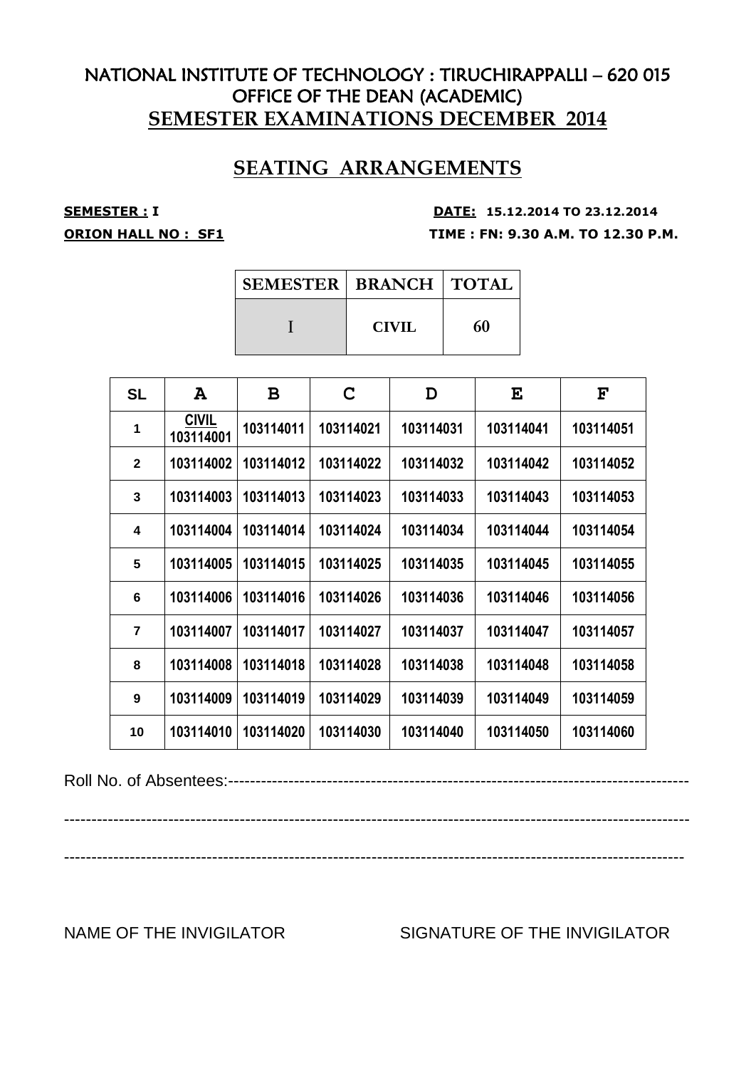# NATIONAL INSTITUTE OF TECHNOLOGY : TIRUCHIRAPPALLI – 620 015
## OFFICE OF THE DEAN (ACADEMIC)
## SEMESTER EXAMINATIONS DECEMBER 2014

## SEATING ARRANGEMENTS

**SEMESTER : I** **DATE: 15.12.2014 TO 23.12.2014**

**ORION HALL NO : SF1** **TIME : FN: 9.30 A.M. TO 12.30 P.M.**

| SEMESTER | BRANCH | TOTAL |
|---|---|---|
| I | CIVIL | 60 |

| SL | A | B | C | D | E | F |
|---|---|---|---|---|---|---|
| 1 | CIVIL 103114001 | 103114011 | 103114021 | 103114031 | 103114041 | 103114051 |
| 2 | 103114002 | 103114012 | 103114022 | 103114032 | 103114042 | 103114052 |
| 3 | 103114003 | 103114013 | 103114023 | 103114033 | 103114043 | 103114053 |
| 4 | 103114004 | 103114014 | 103114024 | 103114034 | 103114044 | 103114054 |
| 5 | 103114005 | 103114015 | 103114025 | 103114035 | 103114045 | 103114055 |
| 6 | 103114006 | 103114016 | 103114026 | 103114036 | 103114046 | 103114056 |
| 7 | 103114007 | 103114017 | 103114027 | 103114037 | 103114047 | 103114057 |
| 8 | 103114008 | 103114018 | 103114028 | 103114038 | 103114048 | 103114058 |
| 9 | 103114009 | 103114019 | 103114029 | 103114039 | 103114049 | 103114059 |
| 10 | 103114010 | 103114020 | 103114030 | 103114040 | 103114050 | 103114060 |

Roll No. of Absentees:--------------------------------------------------------------------------------

----------------------------------------------------------------------------------------------------------------

----------------------------------------------------------------------------------------------------------------

NAME OF THE INVIGILATOR SIGNATURE OF THE INVIGILATOR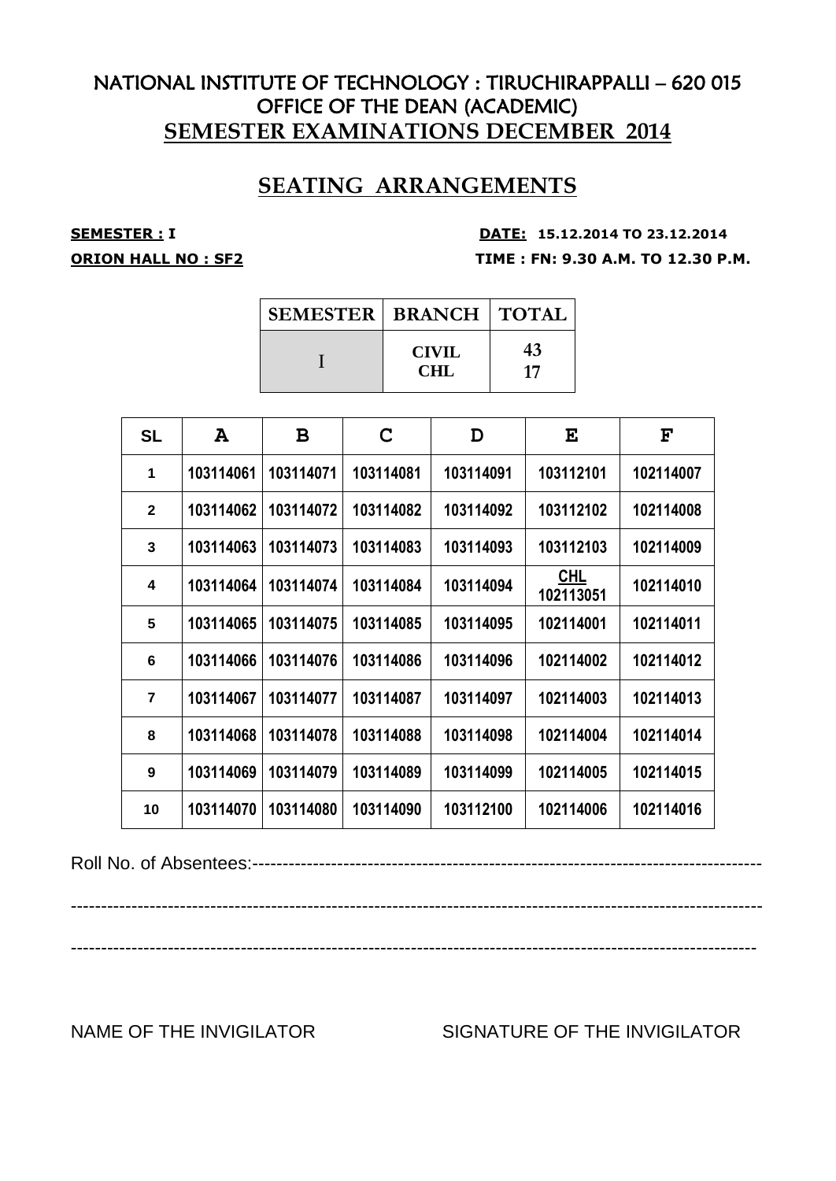# NATIONAL INSTITUTE OF TECHNOLOGY : TIRUCHIRAPPALLI – 620 015
## OFFICE OF THE DEAN (ACADEMIC)
## SEMESTER EXAMINATIONS DECEMBER 2014

## SEATING ARRANGEMENTS

**SEMESTER : I** **DATE: 15.12.2014 TO 23.12.2014**

**ORION HALL NO : SF2** **TIME : FN: 9.30 A.M. TO 12.30 P.M.**

| SEMESTER | BRANCH | TOTAL |
|---|---|---|
| I | CIVIL<br>CHL | 43<br>17 |

| SL | A | B | C | D | E | F |
|---|---|---|---|---|---|---|
| 1 | 103114061 | 103114071 | 103114081 | 103114091 | 103112101 | 102114007 |
| 2 | 103114062 | 103114072 | 103114082 | 103114092 | 103112102 | 102114008 |
| 3 | 103114063 | 103114073 | 103114083 | 103114093 | 103112103 | 102114009 |
| 4 | 103114064 | 103114074 | 103114084 | 103114094 | CHL<br>102113051 | 102114010 |
| 5 | 103114065 | 103114075 | 103114085 | 103114095 | 102114001 | 102114011 |
| 6 | 103114066 | 103114076 | 103114086 | 103114096 | 102114002 | 102114012 |
| 7 | 103114067 | 103114077 | 103114087 | 103114097 | 102114003 | 102114013 |
| 8 | 103114068 | 103114078 | 103114088 | 103114098 | 102114004 | 102114014 |
| 9 | 103114069 | 103114079 | 103114089 | 103114099 | 102114005 | 102114015 |
| 10 | 103114070 | 103114080 | 103114090 | 103112100 | 102114006 | 102114016 |

Roll No. of Absentees:--------------------------------------------------------------------------------

--------------------------------------------------------------------------------------------------------------

--------------------------------------------------------------------------------------------------------------

NAME OF THE INVIGILATOR SIGNATURE OF THE INVIGILATOR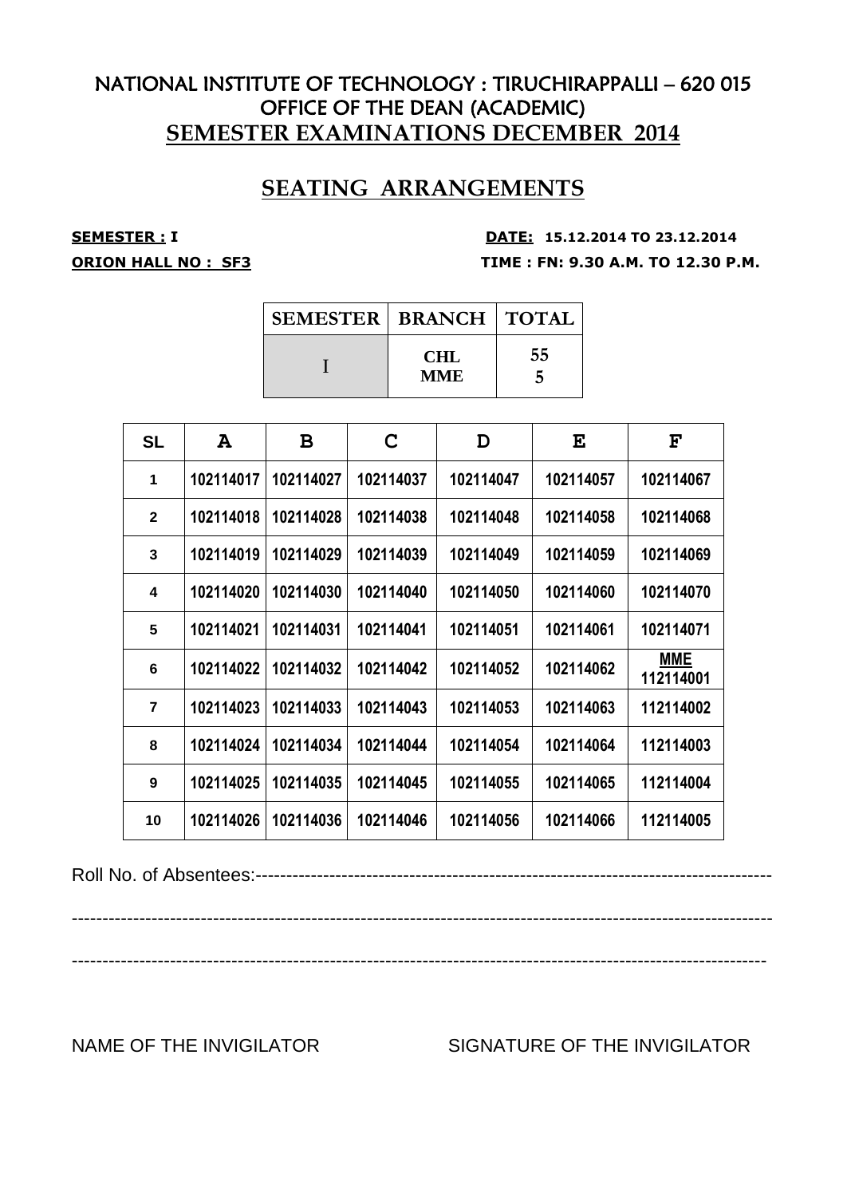# NATIONAL INSTITUTE OF TECHNOLOGY : TIRUCHIRAPPALLI – 620 015
## OFFICE OF THE DEAN (ACADEMIC)
## SEMESTER EXAMINATIONS DECEMBER 2014

## SEATING ARRANGEMENTS

**SEMESTER : I** **DATE: 15.12.2014 TO 23.12.2014**

**ORION HALL NO : SF3** **TIME : FN: 9.30 A.M. TO 12.30 P.M.**

| SEMESTER | BRANCH | TOTAL |
|---|---|---|
| I | CHL<br>MME | 55<br>5 |

| SL | A | B | C | D | E | F |
|---|---|---|---|---|---|---|
| 1 | 102114017 | 102114027 | 102114037 | 102114047 | 102114057 | 102114067 |
| 2 | 102114018 | 102114028 | 102114038 | 102114048 | 102114058 | 102114068 |
| 3 | 102114019 | 102114029 | 102114039 | 102114049 | 102114059 | 102114069 |
| 4 | 102114020 | 102114030 | 102114040 | 102114050 | 102114060 | 102114070 |
| 5 | 102114021 | 102114031 | 102114041 | 102114051 | 102114061 | 102114071 |
| 6 | 102114022 | 102114032 | 102114042 | 102114052 | 102114062 | MME<br>112114001 |
| 7 | 102114023 | 102114033 | 102114043 | 102114053 | 102114063 | 112114002 |
| 8 | 102114024 | 102114034 | 102114044 | 102114054 | 102114064 | 112114003 |
| 9 | 102114025 | 102114035 | 102114045 | 102114055 | 102114065 | 112114004 |
| 10 | 102114026 | 102114036 | 102114046 | 102114056 | 102114066 | 112114005 |

Roll No. of Absentees:--------------------------------------------------------------------------------

------------------------------------------------------------------------------------------------------------

------------------------------------------------------------------------------------------------------------

NAME OF THE INVIGILATOR SIGNATURE OF THE INVIGILATOR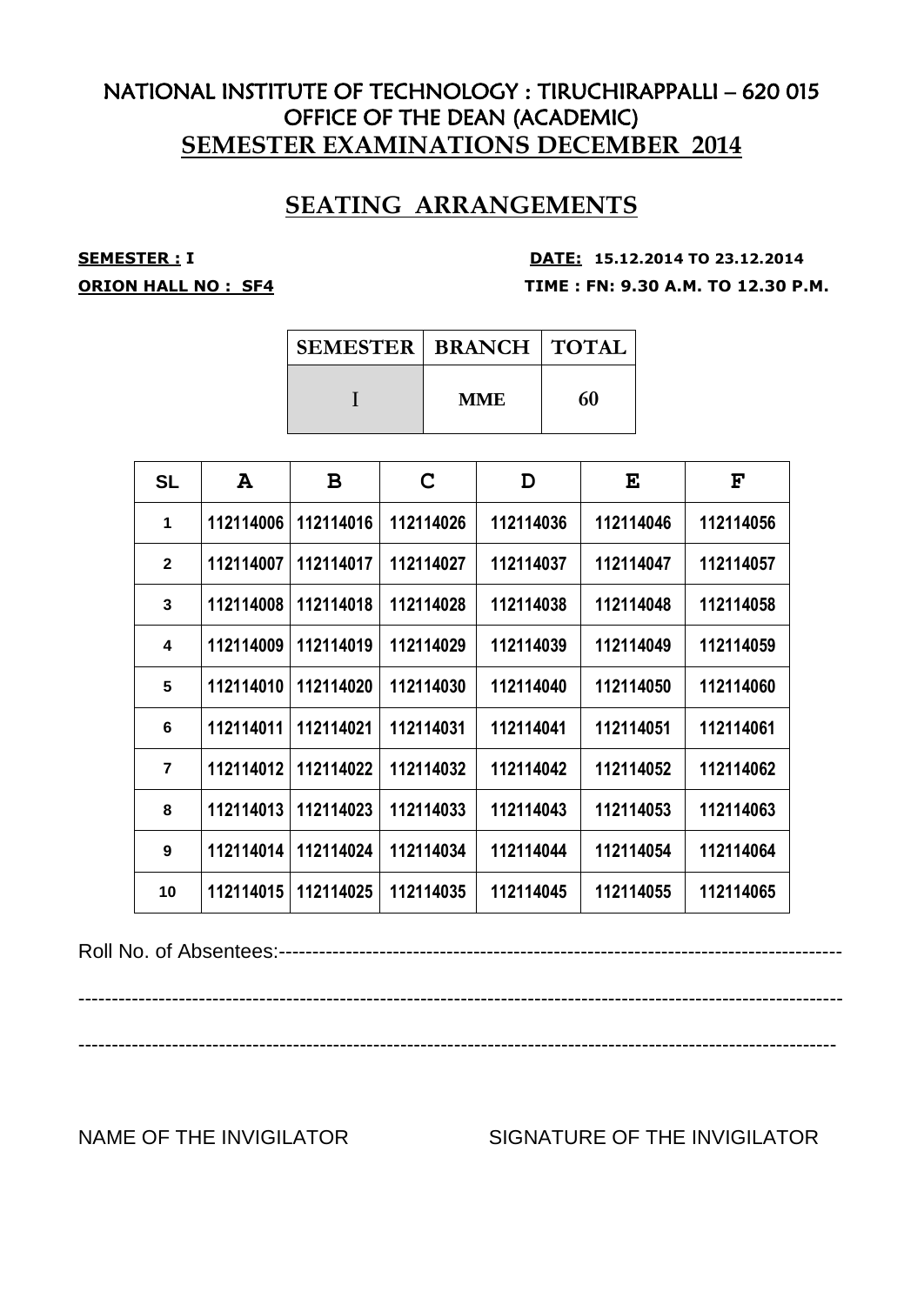# NATIONAL INSTITUTE OF TECHNOLOGY : TIRUCHIRAPPALLI – 620 015
## OFFICE OF THE DEAN (ACADEMIC)
## SEMESTER EXAMINATIONS DECEMBER 2014

## SEATING ARRANGEMENTS

**SEMESTER : I** **DATE: 15.12.2014 TO 23.12.2014**

**ORION HALL NO : SF4** **TIME : FN: 9.30 A.M. TO 12.30 P.M.**

| SEMESTER | BRANCH | TOTAL |
|---|---|---|
| I | MME | 60 |

| SL | A | B | C | D | E | F |
|---|---|---|---|---|---|---|
| 1 | 112114006 | 112114016 | 112114026 | 112114036 | 112114046 | 112114056 |
| 2 | 112114007 | 112114017 | 112114027 | 112114037 | 112114047 | 112114057 |
| 3 | 112114008 | 112114018 | 112114028 | 112114038 | 112114048 | 112114058 |
| 4 | 112114009 | 112114019 | 112114029 | 112114039 | 112114049 | 112114059 |
| 5 | 112114010 | 112114020 | 112114030 | 112114040 | 112114050 | 112114060 |
| 6 | 112114011 | 112114021 | 112114031 | 112114041 | 112114051 | 112114061 |
| 7 | 112114012 | 112114022 | 112114032 | 112114042 | 112114052 | 112114062 |
| 8 | 112114013 | 112114023 | 112114033 | 112114043 | 112114053 | 112114063 |
| 9 | 112114014 | 112114024 | 112114034 | 112114044 | 112114054 | 112114064 |
| 10 | 112114015 | 112114025 | 112114035 | 112114045 | 112114055 | 112114065 |

Roll No. of Absentees:--------------------------------------------------------------------------------

-------------------------------------------------------------------------------------------------------------

-------------------------------------------------------------------------------------------------------------

NAME OF THE INVIGILATOR SIGNATURE OF THE INVIGILATOR